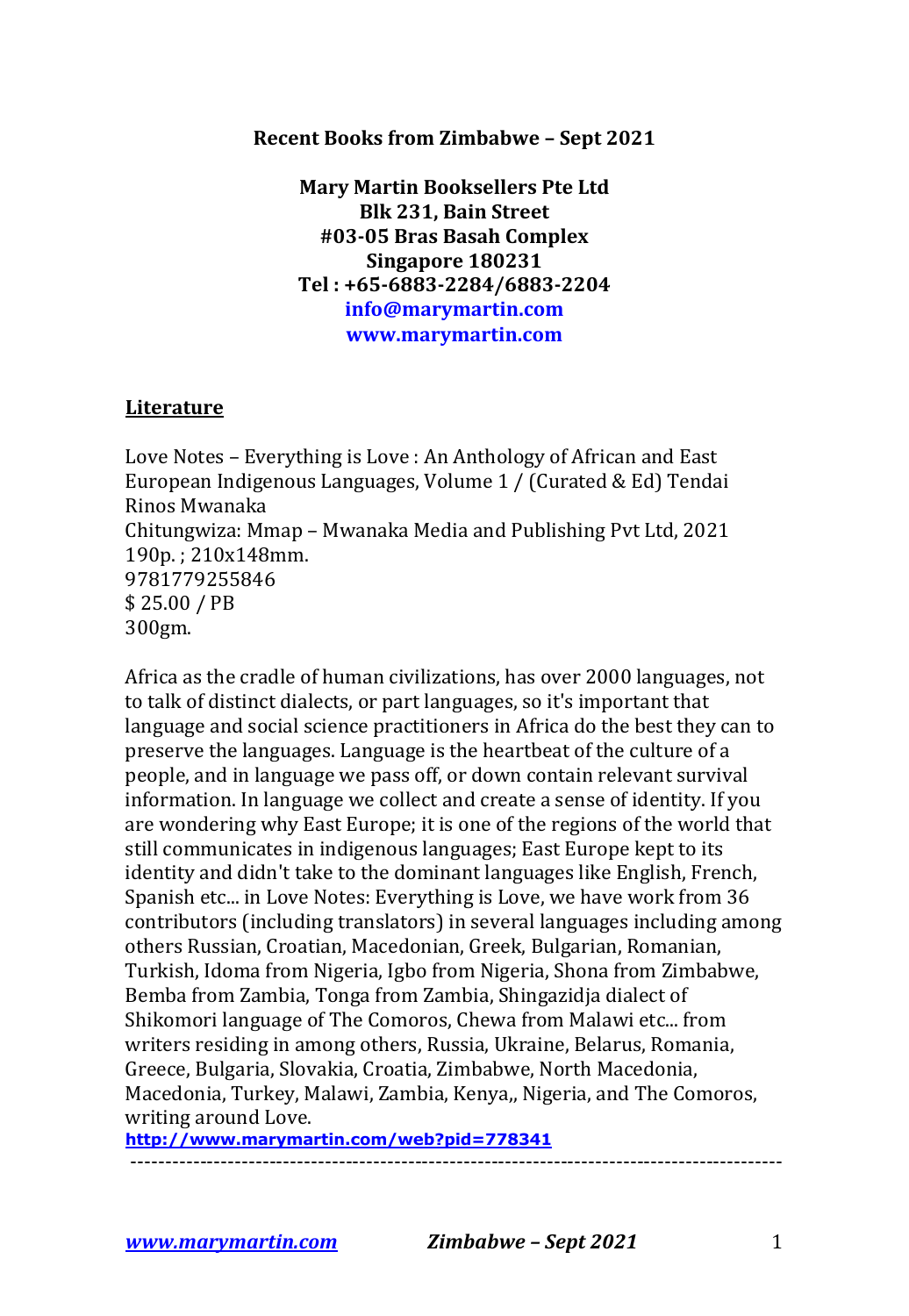**Recent Books from Zimbabwe – Sept 2021**

**Mary Martin Booksellers Pte Ltd**
**Blk 231, Bain Street**
**#03-05 Bras Basah Complex**
**Singapore 180231**
**Tel : +65-6883-2284/6883-2204**
**info@marymartin.com**
**www.marymartin.com**

## Literature

Love Notes – Everything is Love : An Anthology of African and East European Indigenous Languages, Volume 1 / (Curated & Ed) Tendai Rinos Mwanaka
Chitungwiza: Mmap – Mwanaka Media and Publishing Pvt Ltd, 2021
190p. ; 210x148mm.
9781779255846
$ 25.00 / PB
300gm.

Africa as the cradle of human civilizations, has over 2000 languages, not to talk of distinct dialects, or part languages, so it's important that language and social science practitioners in Africa do the best they can to preserve the languages. Language is the heartbeat of the culture of a people, and in language we pass off, or down contain relevant survival information. In language we collect and create a sense of identity. If you are wondering why East Europe; it is one of the regions of the world that still communicates in indigenous languages; East Europe kept to its identity and didn't take to the dominant languages like English, French, Spanish etc... in Love Notes: Everything is Love, we have work from 36 contributors (including translators) in several languages including among others Russian, Croatian, Macedonian, Greek, Bulgarian, Romanian, Turkish, Idoma from Nigeria, Igbo from Nigeria, Shona from Zimbabwe, Bemba from Zambia, Tonga from Zambia, Shingazidja dialect of Shikomori language of The Comoros, Chewa from Malawi etc... from writers residing in among others, Russia, Ukraine, Belarus, Romania, Greece, Bulgaria, Slovakia, Croatia, Zimbabwe, North Macedonia, Macedonia, Turkey, Malawi, Zambia, Kenya,, Nigeria, and The Comoros, writing around Love.

**http://www.marymartin.com/web?pid=778341**

---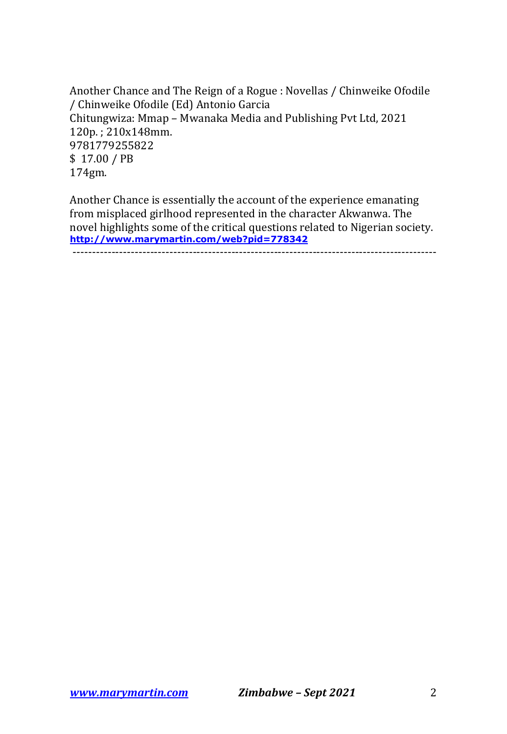Another Chance and The Reign of a Rogue : Novellas / Chinweike Ofodile / Chinweike Ofodile (Ed) Antonio Garcia
Chitungwiza: Mmap – Mwanaka Media and Publishing Pvt Ltd, 2021
120p. ; 210x148mm.
9781779255822
$ 17.00 / PB
174gm.

Another Chance is essentially the account of the experience emanating from misplaced girlhood represented in the character Akwanwa. The novel highlights some of the critical questions related to Nigerian society.
**http://www.marymartin.com/web?pid=778342**

---